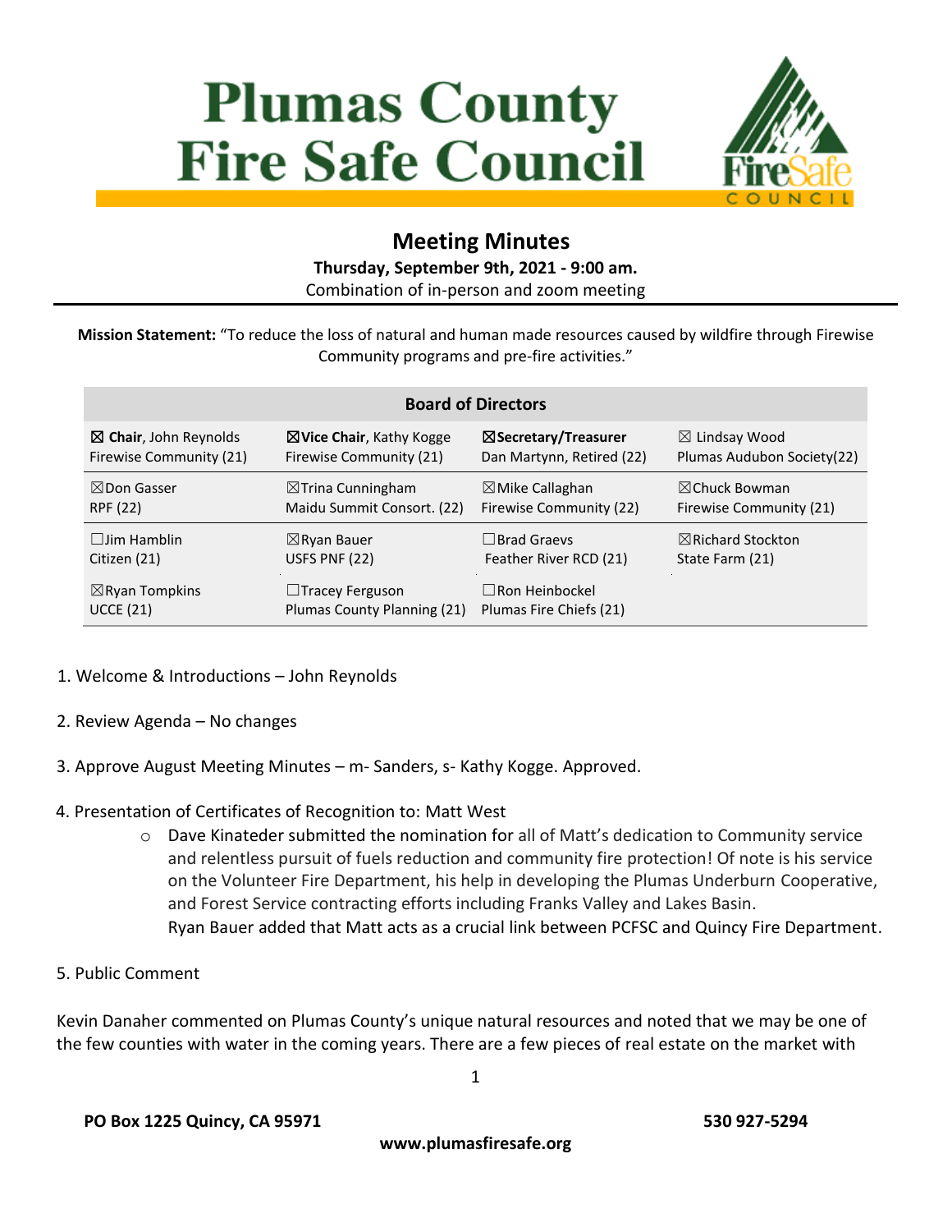# Plumas County Fire Safe Council

## Meeting Minutes

**Thursday, September 9th, 2021 - 9:00 am.**

Combination of in-person and zoom meeting

**Mission Statement:** "To reduce the loss of natural and human made resources caused by wildfire through Firewise Community programs and pre-fire activities."

| Board of Directors | | | |
|---|---|---|---|
| ☒ **Chair**, John Reynolds Firewise Community (21) | ☒**Vice Chair**, Kathy Kogge Firewise Community (21) | ☒**Secretary/Treasurer** Dan Martynn, Retired (22) | ☒ Lindsay Wood Plumas Audubon Society(22) |
| ☒Don Gasser RPF (22) | ☒Trina Cunningham Maidu Summit Consort. (22) | ☒Mike Callaghan Firewise Community (22) | ☒Chuck Bowman Firewise Community (21) |
| ☐Jim Hamblin Citizen (21) | ☒Ryan Bauer USFS PNF (22) | ☐Brad Graevs Feather River RCD (21) | ☒Richard Stockton State Farm (21) |
| ☒Ryan Tompkins UCCE (21) | ☐Tracey Ferguson Plumas County Planning (21) | ☐Ron Heinbockel Plumas Fire Chiefs (21) | |

1. Welcome & Introductions – John Reynolds

2. Review Agenda – No changes

3. Approve August Meeting Minutes – m- Sanders, s- Kathy Kogge. Approved.

4. Presentation of Certificates of Recognition to: Matt West
   - Dave Kinateder submitted the nomination for all of Matt's dedication to Community service and relentless pursuit of fuels reduction and community fire protection! Of note is his service on the Volunteer Fire Department, his help in developing the Plumas Underburn Cooperative, and Forest Service contracting efforts including Franks Valley and Lakes Basin.
     Ryan Bauer added that Matt acts as a crucial link between PCFSC and Quincy Fire Department.

5. Public Comment

Kevin Danaher commented on Plumas County's unique natural resources and noted that we may be one of the few counties with water in the coming years. There are a few pieces of real estate on the market with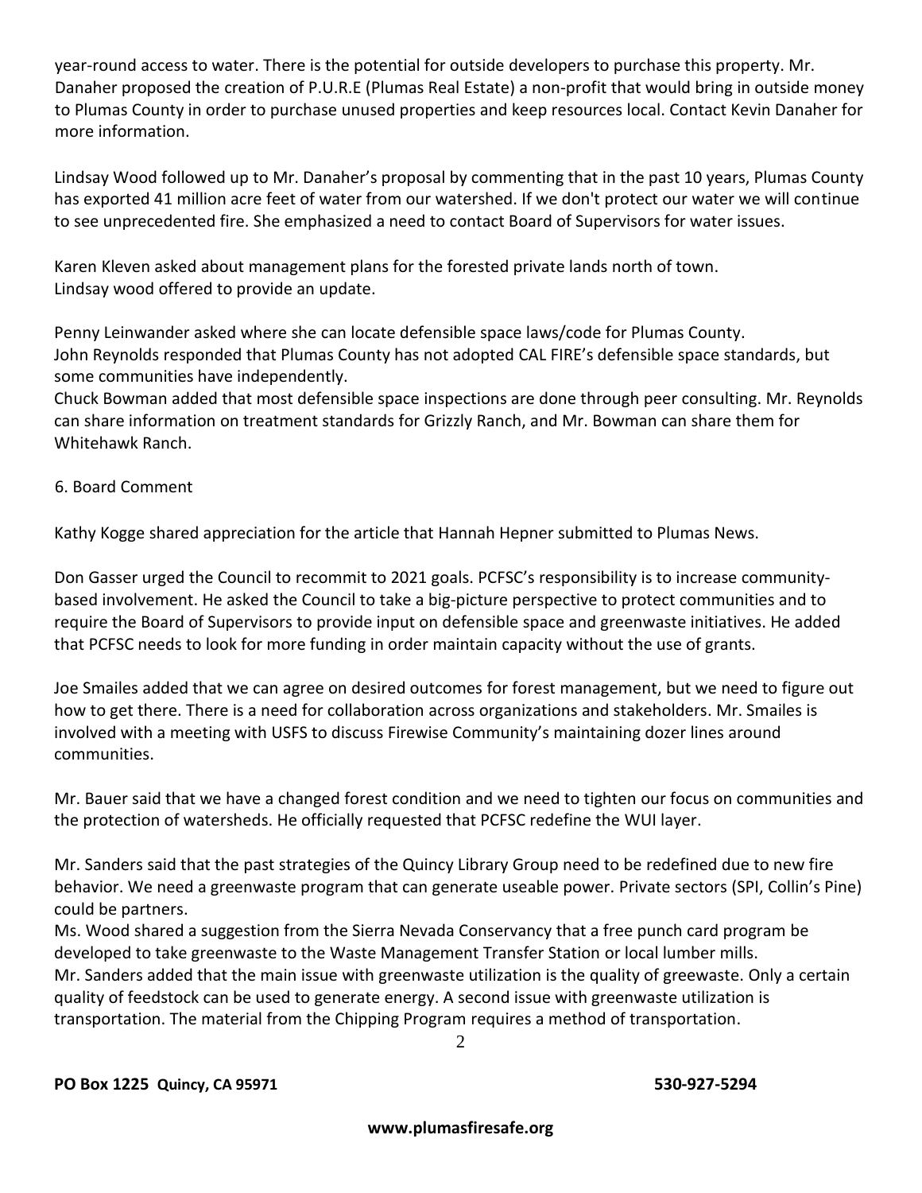year-round access to water. There is the potential for outside developers to purchase this property. Mr. Danaher proposed the creation of P.U.R.E (Plumas Real Estate) a non-profit that would bring in outside money to Plumas County in order to purchase unused properties and keep resources local. Contact Kevin Danaher for more information.

Lindsay Wood followed up to Mr. Danaher's proposal by commenting that in the past 10 years, Plumas County has exported 41 million acre feet of water from our watershed. If we don't protect our water we will continue to see unprecedented fire. She emphasized a need to contact Board of Supervisors for water issues.

Karen Kleven asked about management plans for the forested private lands north of town.
Lindsay wood offered to provide an update.

Penny Leinwander asked where she can locate defensible space laws/code for Plumas County.
John Reynolds responded that Plumas County has not adopted CAL FIRE's defensible space standards, but some communities have independently.
Chuck Bowman added that most defensible space inspections are done through peer consulting. Mr. Reynolds can share information on treatment standards for Grizzly Ranch, and Mr. Bowman can share them for Whitehawk Ranch.

6. Board Comment

Kathy Kogge shared appreciation for the article that Hannah Hepner submitted to Plumas News.

Don Gasser urged the Council to recommit to 2021 goals. PCFSC's responsibility is to increase community-based involvement. He asked the Council to take a big-picture perspective to protect communities and to require the Board of Supervisors to provide input on defensible space and greenwaste initiatives. He added that PCFSC needs to look for more funding in order maintain capacity without the use of grants.

Joe Smailes added that we can agree on desired outcomes for forest management, but we need to figure out how to get there. There is a need for collaboration across organizations and stakeholders. Mr. Smailes is involved with a meeting with USFS to discuss Firewise Community's maintaining dozer lines around communities.

Mr. Bauer said that we have a changed forest condition and we need to tighten our focus on communities and the protection of watersheds. He officially requested that PCFSC redefine the WUI layer.

Mr. Sanders said that the past strategies of the Quincy Library Group need to be redefined due to new fire behavior. We need a greenwaste program that can generate useable power. Private sectors (SPI, Collin's Pine) could be partners.
Ms. Wood shared a suggestion from the Sierra Nevada Conservancy that a free punch card program be developed to take greenwaste to the Waste Management Transfer Station or local lumber mills.
Mr. Sanders added that the main issue with greenwaste utilization is the quality of greewaste. Only a certain quality of feedstock can be used to generate energy. A second issue with greenwaste utilization is transportation. The material from the Chipping Program requires a method of transportation.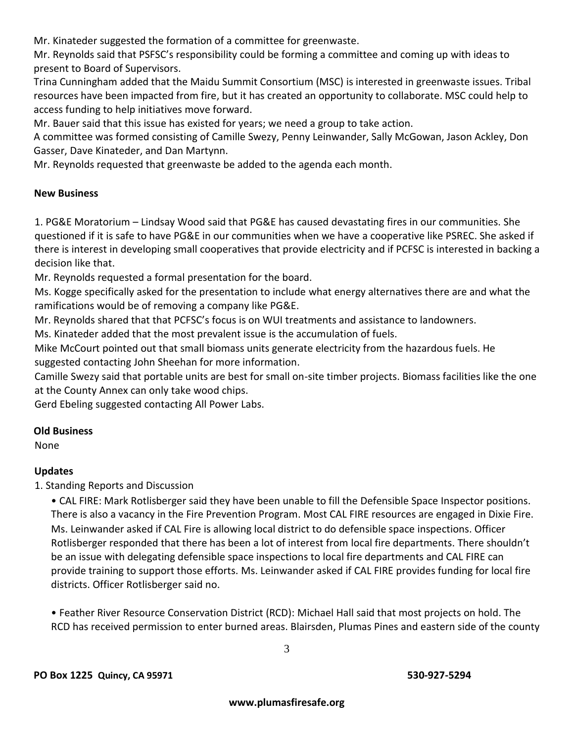Mr. Kinateder suggested the formation of a committee for greenwaste.

Mr. Reynolds said that PSFSC's responsibility could be forming a committee and coming up with ideas to present to Board of Supervisors.

Trina Cunningham added that the Maidu Summit Consortium (MSC) is interested in greenwaste issues. Tribal resources have been impacted from fire, but it has created an opportunity to collaborate. MSC could help to access funding to help initiatives move forward.

Mr. Bauer said that this issue has existed for years; we need a group to take action.

A committee was formed consisting of Camille Swezy, Penny Leinwander, Sally McGowan, Jason Ackley, Don Gasser, Dave Kinateder, and Dan Martynn.

Mr. Reynolds requested that greenwaste be added to the agenda each month.

**New Business**

1. PG&E Moratorium – Lindsay Wood said that PG&E has caused devastating fires in our communities. She questioned if it is safe to have PG&E in our communities when we have a cooperative like PSREC. She asked if there is interest in developing small cooperatives that provide electricity and if PCFSC is interested in backing a decision like that.

Mr. Reynolds requested a formal presentation for the board.

Ms. Kogge specifically asked for the presentation to include what energy alternatives there are and what the ramifications would be of removing a company like PG&E.

Mr. Reynolds shared that that PCFSC's focus is on WUI treatments and assistance to landowners.

Ms. Kinateder added that the most prevalent issue is the accumulation of fuels.

Mike McCourt pointed out that small biomass units generate electricity from the hazardous fuels. He suggested contacting John Sheehan for more information.

Camille Swezy said that portable units are best for small on-site timber projects. Biomass facilities like the one at the County Annex can only take wood chips.

Gerd Ebeling suggested contacting All Power Labs.

**Old Business**

None

**Updates**

1. Standing Reports and Discussion

- CAL FIRE: Mark Rotlisberger said they have been unable to fill the Defensible Space Inspector positions. There is also a vacancy in the Fire Prevention Program. Most CAL FIRE resources are engaged in Dixie Fire. Ms. Leinwander asked if CAL Fire is allowing local district to do defensible space inspections. Officer Rotlisberger responded that there has been a lot of interest from local fire departments. There shouldn't be an issue with delegating defensible space inspections to local fire departments and CAL FIRE can provide training to support those efforts. Ms. Leinwander asked if CAL FIRE provides funding for local fire districts. Officer Rotlisberger said no.

- Feather River Resource Conservation District (RCD): Michael Hall said that most projects on hold. The RCD has received permission to enter burned areas. Blairsden, Plumas Pines and eastern side of the county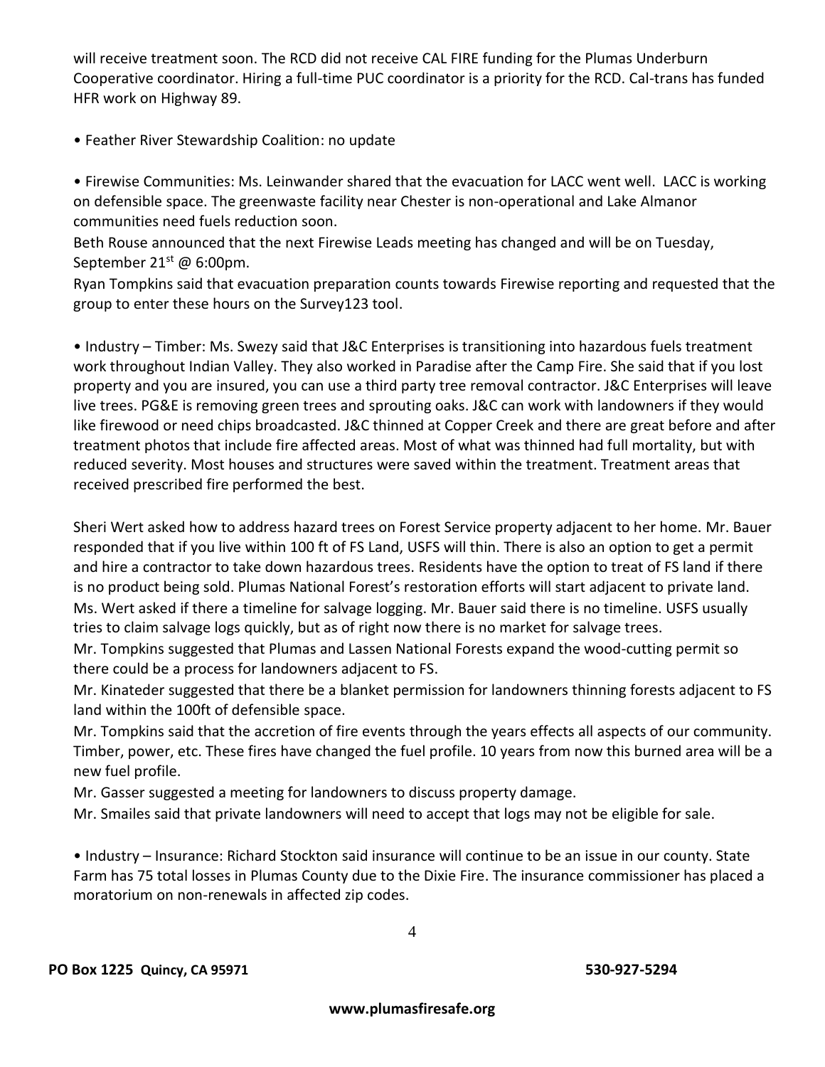will receive treatment soon. The RCD did not receive CAL FIRE funding for the Plumas Underburn Cooperative coordinator. Hiring a full-time PUC coordinator is a priority for the RCD. Cal-trans has funded HFR work on Highway 89.

• Feather River Stewardship Coalition: no update

• Firewise Communities: Ms. Leinwander shared that the evacuation for LACC went well. LACC is working on defensible space. The greenwaste facility near Chester is non-operational and Lake Almanor communities need fuels reduction soon.
Beth Rouse announced that the next Firewise Leads meeting has changed and will be on Tuesday, September 21st @ 6:00pm.
Ryan Tompkins said that evacuation preparation counts towards Firewise reporting and requested that the group to enter these hours on the Survey123 tool.

• Industry – Timber: Ms. Swezy said that J&C Enterprises is transitioning into hazardous fuels treatment work throughout Indian Valley. They also worked in Paradise after the Camp Fire. She said that if you lost property and you are insured, you can use a third party tree removal contractor. J&C Enterprises will leave live trees. PG&E is removing green trees and sprouting oaks. J&C can work with landowners if they would like firewood or need chips broadcasted. J&C thinned at Copper Creek and there are great before and after treatment photos that include fire affected areas. Most of what was thinned had full mortality, but with reduced severity. Most houses and structures were saved within the treatment. Treatment areas that received prescribed fire performed the best.

Sheri Wert asked how to address hazard trees on Forest Service property adjacent to her home. Mr. Bauer responded that if you live within 100 ft of FS Land, USFS will thin. There is also an option to get a permit and hire a contractor to take down hazardous trees. Residents have the option to treat of FS land if there is no product being sold. Plumas National Forest's restoration efforts will start adjacent to private land.
Ms. Wert asked if there a timeline for salvage logging. Mr. Bauer said there is no timeline. USFS usually tries to claim salvage logs quickly, but as of right now there is no market for salvage trees.
Mr. Tompkins suggested that Plumas and Lassen National Forests expand the wood-cutting permit so there could be a process for landowners adjacent to FS.
Mr. Kinateder suggested that there be a blanket permission for landowners thinning forests adjacent to FS land within the 100ft of defensible space.
Mr. Tompkins said that the accretion of fire events through the years effects all aspects of our community. Timber, power, etc. These fires have changed the fuel profile. 10 years from now this burned area will be a new fuel profile.
Mr. Gasser suggested a meeting for landowners to discuss property damage.
Mr. Smailes said that private landowners will need to accept that logs may not be eligible for sale.

• Industry – Insurance: Richard Stockton said insurance will continue to be an issue in our county. State Farm has 75 total losses in Plumas County due to the Dixie Fire. The insurance commissioner has placed a moratorium on non-renewals in affected zip codes.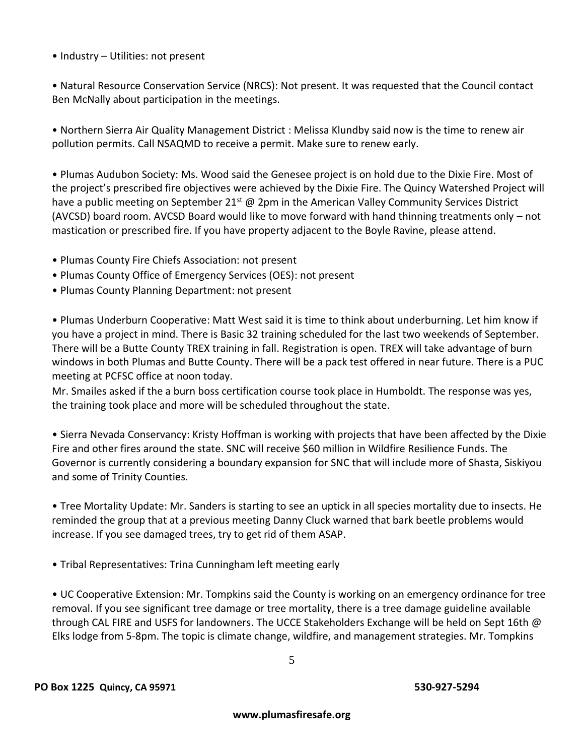- Industry – Utilities: not present

- Natural Resource Conservation Service (NRCS): Not present. It was requested that the Council contact Ben McNally about participation in the meetings.

- Northern Sierra Air Quality Management District : Melissa Klundby said now is the time to renew air pollution permits. Call NSAQMD to receive a permit. Make sure to renew early.

- Plumas Audubon Society: Ms. Wood said the Genesee project is on hold due to the Dixie Fire. Most of the project's prescribed fire objectives were achieved by the Dixie Fire. The Quincy Watershed Project will have a public meeting on September 21st @ 2pm in the American Valley Community Services District (AVCSD) board room. AVCSD Board would like to move forward with hand thinning treatments only – not mastication or prescribed fire. If you have property adjacent to the Boyle Ravine, please attend.

- Plumas County Fire Chiefs Association: not present
- Plumas County Office of Emergency Services (OES): not present
- Plumas County Planning Department: not present

- Plumas Underburn Cooperative: Matt West said it is time to think about underburning. Let him know if you have a project in mind. There is Basic 32 training scheduled for the last two weekends of September. There will be a Butte County TREX training in fall. Registration is open. TREX will take advantage of burn windows in both Plumas and Butte County. There will be a pack test offered in near future. There is a PUC meeting at PCFSC office at noon today.

  Mr. Smailes asked if the a burn boss certification course took place in Humboldt. The response was yes, the training took place and more will be scheduled throughout the state.

- Sierra Nevada Conservancy: Kristy Hoffman is working with projects that have been affected by the Dixie Fire and other fires around the state. SNC will receive $60 million in Wildfire Resilience Funds. The Governor is currently considering a boundary expansion for SNC that will include more of Shasta, Siskiyou and some of Trinity Counties.

- Tree Mortality Update: Mr. Sanders is starting to see an uptick in all species mortality due to insects. He reminded the group that at a previous meeting Danny Cluck warned that bark beetle problems would increase. If you see damaged trees, try to get rid of them ASAP.

- Tribal Representatives: Trina Cunningham left meeting early

- UC Cooperative Extension: Mr. Tompkins said the County is working on an emergency ordinance for tree removal. If you see significant tree damage or tree mortality, there is a tree damage guideline available through CAL FIRE and USFS for landowners. The UCCE Stakeholders Exchange will be held on Sept 16th @ Elks lodge from 5-8pm. The topic is climate change, wildfire, and management strategies. Mr. Tompkins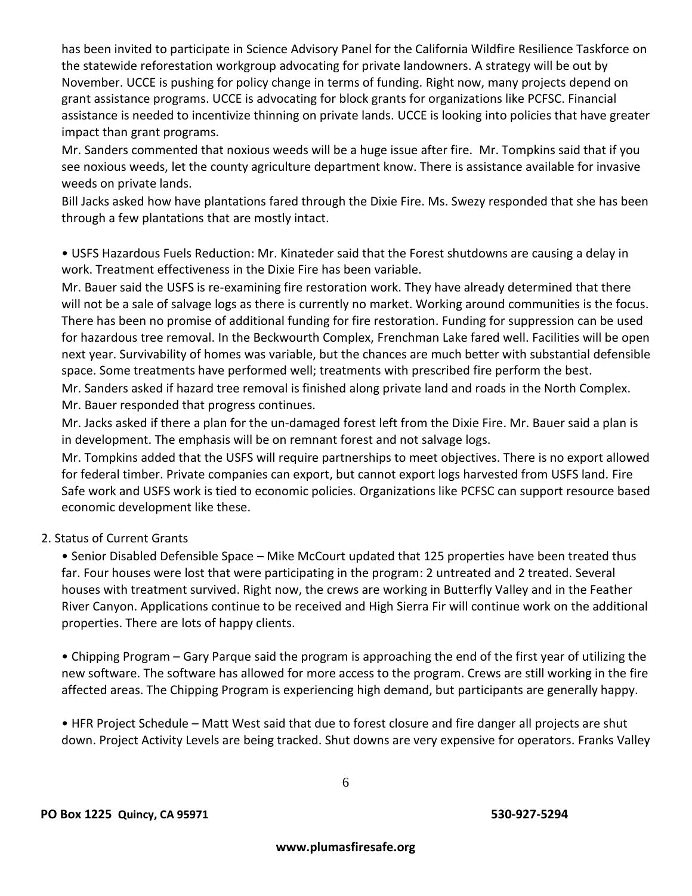has been invited to participate in Science Advisory Panel for the California Wildfire Resilience Taskforce on the statewide reforestation workgroup advocating for private landowners. A strategy will be out by November. UCCE is pushing for policy change in terms of funding. Right now, many projects depend on grant assistance programs. UCCE is advocating for block grants for organizations like PCFSC. Financial assistance is needed to incentivize thinning on private lands. UCCE is looking into policies that have greater impact than grant programs.

Mr. Sanders commented that noxious weeds will be a huge issue after fire. Mr. Tompkins said that if you see noxious weeds, let the county agriculture department know. There is assistance available for invasive weeds on private lands.

Bill Jacks asked how have plantations fared through the Dixie Fire. Ms. Swezy responded that she has been through a few plantations that are mostly intact.

- USFS Hazardous Fuels Reduction: Mr. Kinateder said that the Forest shutdowns are causing a delay in work. Treatment effectiveness in the Dixie Fire has been variable.

Mr. Bauer said the USFS is re-examining fire restoration work. They have already determined that there will not be a sale of salvage logs as there is currently no market. Working around communities is the focus. There has been no promise of additional funding for fire restoration. Funding for suppression can be used for hazardous tree removal. In the Beckwourth Complex, Frenchman Lake fared well. Facilities will be open next year. Survivability of homes was variable, but the chances are much better with substantial defensible space. Some treatments have performed well; treatments with prescribed fire perform the best.

Mr. Sanders asked if hazard tree removal is finished along private land and roads in the North Complex. Mr. Bauer responded that progress continues.

Mr. Jacks asked if there a plan for the un-damaged forest left from the Dixie Fire. Mr. Bauer said a plan is in development. The emphasis will be on remnant forest and not salvage logs.

Mr. Tompkins added that the USFS will require partnerships to meet objectives. There is no export allowed for federal timber. Private companies can export, but cannot export logs harvested from USFS land. Fire Safe work and USFS work is tied to economic policies. Organizations like PCFSC can support resource based economic development like these.

2. Status of Current Grants

- Senior Disabled Defensible Space – Mike McCourt updated that 125 properties have been treated thus far. Four houses were lost that were participating in the program: 2 untreated and 2 treated. Several houses with treatment survived. Right now, the crews are working in Butterfly Valley and in the Feather River Canyon. Applications continue to be received and High Sierra Fir will continue work on the additional properties. There are lots of happy clients.

- Chipping Program – Gary Parque said the program is approaching the end of the first year of utilizing the new software. The software has allowed for more access to the program. Crews are still working in the fire affected areas. The Chipping Program is experiencing high demand, but participants are generally happy.

- HFR Project Schedule – Matt West said that due to forest closure and fire danger all projects are shut down. Project Activity Levels are being tracked. Shut downs are very expensive for operators. Franks Valley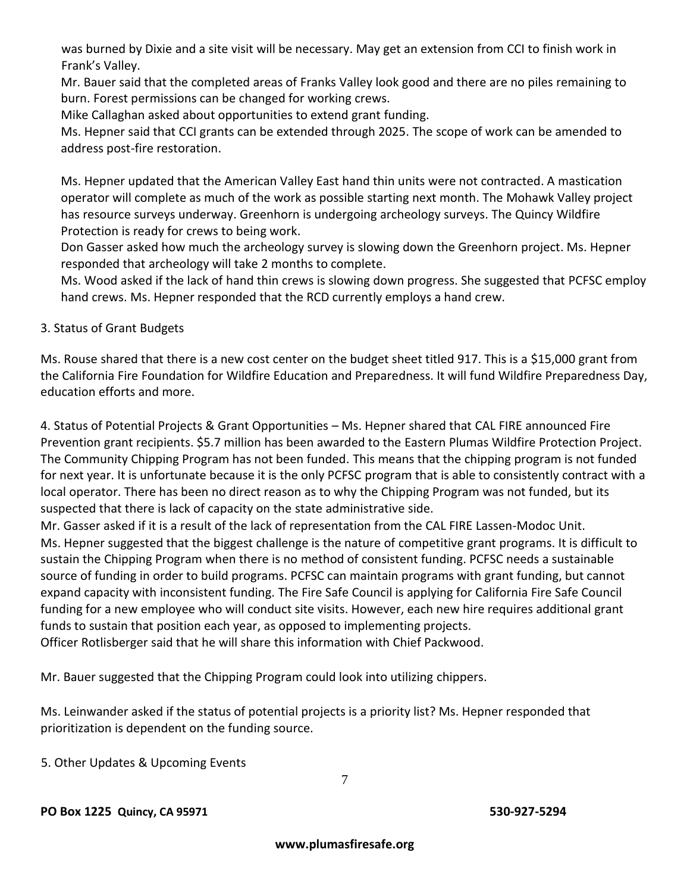was burned by Dixie and a site visit will be necessary. May get an extension from CCI to finish work in Frank's Valley.

Mr. Bauer said that the completed areas of Franks Valley look good and there are no piles remaining to burn. Forest permissions can be changed for working crews.

Mike Callaghan asked about opportunities to extend grant funding.

Ms. Hepner said that CCI grants can be extended through 2025. The scope of work can be amended to address post-fire restoration.

Ms. Hepner updated that the American Valley East hand thin units were not contracted. A mastication operator will complete as much of the work as possible starting next month. The Mohawk Valley project has resource surveys underway. Greenhorn is undergoing archeology surveys. The Quincy Wildfire Protection is ready for crews to being work.

Don Gasser asked how much the archeology survey is slowing down the Greenhorn project. Ms. Hepner responded that archeology will take 2 months to complete.

Ms. Wood asked if the lack of hand thin crews is slowing down progress. She suggested that PCFSC employ hand crews. Ms. Hepner responded that the RCD currently employs a hand crew.

3. Status of Grant Budgets

Ms. Rouse shared that there is a new cost center on the budget sheet titled 917. This is a $15,000 grant from the California Fire Foundation for Wildfire Education and Preparedness. It will fund Wildfire Preparedness Day, education efforts and more.

4. Status of Potential Projects & Grant Opportunities – Ms. Hepner shared that CAL FIRE announced Fire Prevention grant recipients. $5.7 million has been awarded to the Eastern Plumas Wildfire Protection Project. The Community Chipping Program has not been funded. This means that the chipping program is not funded for next year. It is unfortunate because it is the only PCFSC program that is able to consistently contract with a local operator. There has been no direct reason as to why the Chipping Program was not funded, but its suspected that there is lack of capacity on the state administrative side.

Mr. Gasser asked if it is a result of the lack of representation from the CAL FIRE Lassen-Modoc Unit.

Ms. Hepner suggested that the biggest challenge is the nature of competitive grant programs. It is difficult to sustain the Chipping Program when there is no method of consistent funding. PCFSC needs a sustainable source of funding in order to build programs. PCFSC can maintain programs with grant funding, but cannot expand capacity with inconsistent funding. The Fire Safe Council is applying for California Fire Safe Council funding for a new employee who will conduct site visits. However, each new hire requires additional grant funds to sustain that position each year, as opposed to implementing projects.

Officer Rotlisberger said that he will share this information with Chief Packwood.

Mr. Bauer suggested that the Chipping Program could look into utilizing chippers.

Ms. Leinwander asked if the status of potential projects is a priority list? Ms. Hepner responded that prioritization is dependent on the funding source.

5. Other Updates & Upcoming Events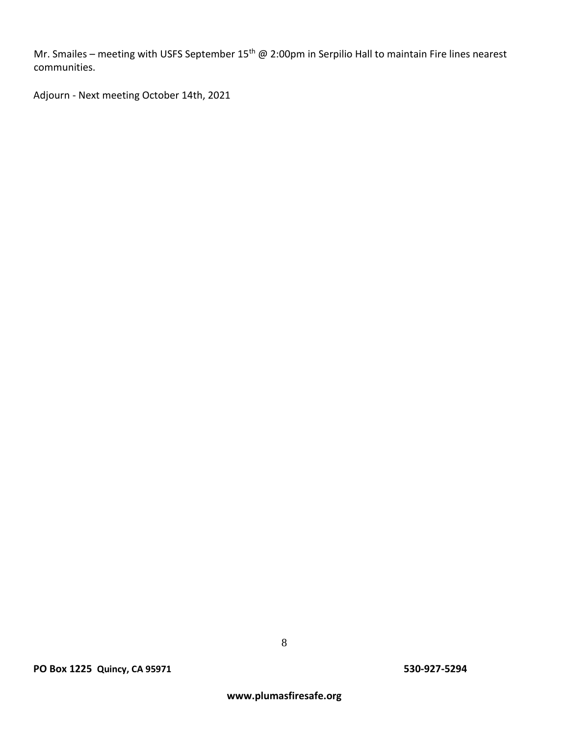Mr. Smailes – meeting with USFS September 15th @ 2:00pm in Serpilio Hall to maintain Fire lines nearest communities.

Adjourn - Next meeting October 14th, 2021